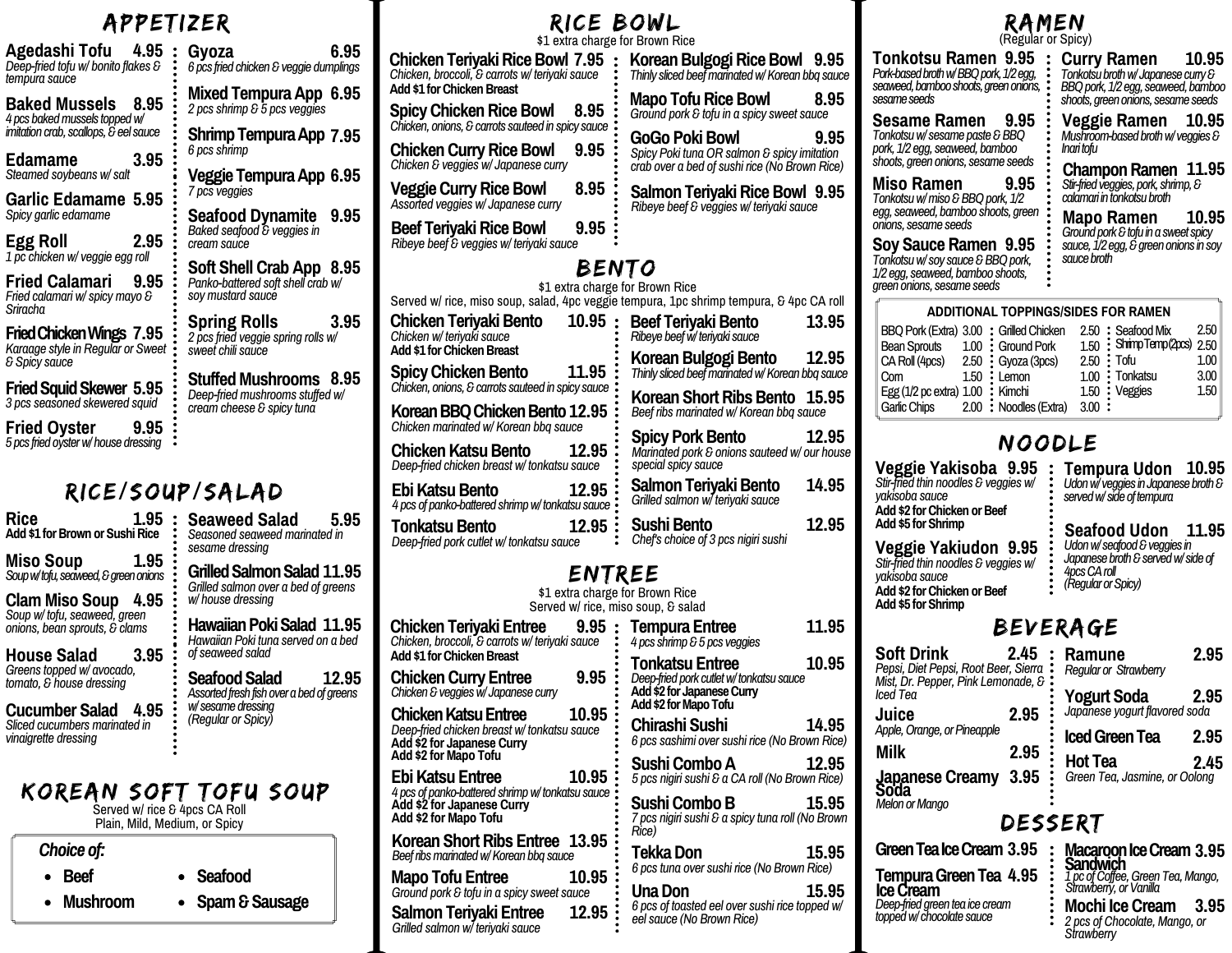# APPETIZER

**Agedashi Tofu 4.95**
*Deep-fried tofu w/ bonito flakes & tempura sauce*

**Baked Mussels 8.95**
*4 pcs baked mussels topped w/ imitation crab, scallops, & eel sauce*

**Edamame 3.95**
*Steamed soybeans w/ salt*

**Garlic Edamame 5.95**
*Spicy garlic edamame*

**Egg Roll 2.95**
*1 pc chicken w/ veggie egg roll*

**Fried Calamari 9.95**
*Fried calamari w/ spicy mayo & Sriracha*

**Fried Chicken Wings 7.95**
*Karaage style in Regular or Sweet & Spicy sauce*

**Fried Squid Skewer 5.95**
*3 pcs seasoned skewered squid*

**Fried Oyster 9.95**
*5 pcs fried oyster w/ house dressing*

**Gyoza 6.95**
*6 pcs fried chicken & veggie dumplings*

**Mixed Tempura App 6.95**
*2 pcs shrimp & 5 pcs veggies*

**Shrimp Tempura App 7.95**
*6 pcs shrimp*

**Veggie Tempura App 6.95**
*7 pcs veggies*

**Seafood Dynamite 9.95**
*Baked seafood & veggies in cream sauce*

**Soft Shell Crab App 8.95**
*Panko-battered soft shell crab w/ soy mustard sauce*

**Spring Rolls 3.95**
*2 pcs fried veggie spring rolls w/ sweet chili sauce*

**Stuffed Mushrooms 8.95**
*Deep-fried mushrooms stuffed w/ cream cheese & spicy tuna*

# RICE/SOUP/SALAD

**Rice 1.95**
**Add $1 for Brown or Sushi Rice**

**Miso Soup 1.95**
*Soup w/ tofu, seaweed, & green onions*

**Clam Miso Soup 4.95**
*Soup w/ tofu, seaweed, green onions, bean sprouts, & clams*

**House Salad 3.95**
*Greens topped w/ avocado, tomato, & house dressing*

**Cucumber Salad 4.95**
*Sliced cucumbers marinated in vinaigrette dressing*

**Seaweed Salad 5.95**
*Seasoned seaweed marinated in sesame dressing*

**Grilled Salmon Salad 11.95**
*Grilled salmon over a bed of greens w/ house dressing*

**Hawaiian Poki Salad 11.95**
*Hawaiian Poki tuna served on a bed of seaweed salad*

**Seafood Salad 12.95**
*Assorted fresh fish over a bed of greens w/ sesame dressing (Regular or Spicy)*

# KOREAN SOFT TOFU SOUP

Served w/ rice & 4pcs CA Roll
Plain, Mild, Medium, or Spicy

*Choice of:*

- **Beef**
- **Mushroom**
- **Seafood**
- **Spam & Sausage**

# RICE BOWL

$1 extra charge for Brown Rice

**Chicken Teriyaki Rice Bowl 7.95**
*Chicken, broccoli, & carrots w/ teriyaki sauce*
**Add $1 for Chicken Breast**

**Spicy Chicken Rice Bowl 8.95**
*Chicken, onions, & carrots sauteed in spicy sauce*

**Chicken Curry Rice Bowl 9.95**
*Chicken & veggies w/ Japanese curry*

**Veggie Curry Rice Bowl 8.95**
*Assorted veggies w/ Japanese curry*

**Beef Teriyaki Rice Bowl 9.95**
*Ribeye beef & veggies w/ teriyaki sauce*

**Korean Bulgogi Rice Bowl 9.95**
*Thinly sliced beef marinated w/ Korean bbq sauce*

**Mapo Tofu Rice Bowl 8.95**
*Ground pork & tofu in a spicy sweet sauce*

**GoGo Poki Bowl 9.95**
*Spicy Poki tuna OR salmon & spicy imitation crab over a bed of sushi rice (No Brown Rice)*

**Salmon Teriyaki Rice Bowl 9.95**
*Ribeye beef & veggies w/ teriyaki sauce*

# BENTO

$1 extra charge for Brown Rice
Served w/ rice, miso soup, salad, 4pc veggie tempura, 1pc shrimp tempura, & 4pc CA roll

**Chicken Teriyaki Bento 10.95**
*Chicken w/ teriyaki sauce*
**Add $1 for Chicken Breast**

**Spicy Chicken Bento 11.95**
*Chicken, onions, & carrots sauteed in spicy sauce*

**Korean BBQ Chicken Bento 12.95**
*Chicken marinated w/ Korean bbq sauce*

**Chicken Katsu Bento 12.95**
*Deep-fried chicken breast w/ tonkatsu sauce*

**Ebi Katsu Bento 12.95**
*4 pcs of panko-battered shrimp w/ tonkatsu sauce*

**Tonkatsu Bento 12.95**
*Deep-fried pork cutlet w/ tonkatsu sauce*

**Beef Teriyaki Bento 13.95**
*Ribeye beef w/ teriyaki sauce*

**Korean Bulgogi Bento 12.95**
*Thinly sliced beef marinated w/ Korean bbq sauce*

**Korean Short Ribs Bento 15.95**
*Beef ribs marinated w/ Korean bbq sauce*

**Spicy Pork Bento 12.95**
*Marinated pork & onions sauteed w/ our house special spicy sauce*

**Salmon Teriyaki Bento 14.95**
*Grilled salmon w/ teriyaki sauce*

**Sushi Bento 12.95**
*Chef's choice of 3 pcs nigiri sushi*

# ENTREE

$1 extra charge for Brown Rice
Served w/ rice, miso soup, & salad

**Chicken Teriyaki Entree 9.95**
*Chicken, broccoli, & carrots w/ teriyaki sauce*
**Add $1 for Chicken Breast**

**Chicken Curry Entree 9.95**
*Chicken & veggies w/ Japanese curry*

**Chicken Katsu Entree 10.95**
*Deep-fried chicken breast w/ tonkatsu sauce*
**Add $2 for Japanese Curry**
**Add $2 for Mapo Tofu**

**Ebi Katsu Entree 10.95**
*4 pcs of panko-battered shrimp w/ tonkatsu sauce*
**Add $2 for Japanese Curry**
**Add $2 for Mapo Tofu**

**Korean Short Ribs Entree 13.95**
*Beef ribs marinated w/ Korean bbq sauce*

**Mapo Tofu Entree 10.95**
*Ground pork & tofu in a spicy sweet sauce*

**Salmon Teriyaki Entree 12.95**
*Grilled salmon w/ teriyaki sauce*

**Tempura Entree 11.95**
*4 pcs shrimp & 5 pcs veggies*

**Tonkatsu Entree 10.95**
*Deep-fried pork cutlet w/ tonkatsu sauce*
**Add $2 for Japanese Curry**
**Add $2 for Mapo Tofu**

**Chirashi Sushi 14.95**
*6 pcs sashimi over sushi rice (No Brown Rice)*

**Sushi Combo A 12.95**
*5 pcs nigiri sushi & a CA roll (No Brown Rice)*

**Sushi Combo B 15.95**
*7 pcs nigiri sushi & a spicy tuna roll (No Brown Rice)*

**Tekka Don 15.95**
*6 pcs tuna over sushi rice (No Brown Rice)*

**Una Don 15.95**
*6 pcs of toasted eel over sushi rice topped w/ eel sauce (No Brown Rice)*

# RAMEN

(Regular or Spicy)

**Tonkotsu Ramen 9.95**
*Pork-based broth w/ BBQ pork, 1/2 egg, seaweed, bamboo shoots, green onions, sesame seeds*

**Sesame Ramen 9.95**
*Tonkotsu w/ sesame paste & BBQ pork, 1/2 egg, seaweed, bamboo shoots, green onions, sesame seeds*

**Miso Ramen 9.95**
*Tonkotsu w/ miso & BBQ pork, 1/2 egg, seaweed, bamboo shoots, green onions, sesame seeds*

**Soy Sauce Ramen 9.95**
*Tonkotsu w/ soy sauce & BBQ pork, 1/2 egg, seaweed, bamboo shoots, green onions, sesame seeds*

**Curry Ramen 10.95**
*Tonkotsu broth w/ Japanese curry & BBQ pork, 1/2 egg, seaweed, bamboo shoots, green onions, sesame seeds*

**Veggie Ramen 10.95**
*Mushroom-based broth w/ veggies & Inari tofu*

**Champon Ramen 11.95**
*Stir-fried veggies, pork, shrimp, & calamari in tonkotsu broth*

**Mapo Ramen 10.95**
*Ground pork & tofu in a sweet spicy sauce, 1/2 egg, & green onions in soy sauce broth*

### ADDITIONAL TOPPINGS/SIDES FOR RAMEN

| Item | Price | Item | Price | Item | Price |
|---|---|---|---|---|---|
| BBQ Pork (Extra) | 3.00 | Grilled Chicken | 2.50 | Seafood Mix | 2.50 |
| Bean Sprouts | 1.00 | Ground Pork | 1.50 | Shrimp Temp (2pcs) | 2.50 |
| CA Roll (4pcs) | 2.50 | Gyoza (3pcs) | 2.50 | Tofu | 1.00 |
| Corn | 1.50 | Lemon | 1.00 | Tonkatsu | 3.00 |
| Egg (1/2 pc extra) | 1.00 | Kimchi | 1.50 | Veggies | 1.50 |
| Garlic Chips | 2.00 | Noodles (Extra) | 3.00 | | |

# NOODLE

**Veggie Yakisoba 9.95**
*Stir-fried thin noodles & veggies w/ yakisoba sauce*
**Add $2 for Chicken or Beef**
**Add $5 for Shrimp**

**Veggie Yakiudon 9.95**
*Stir-fried thin noodles & veggies w/ yakisoba sauce*
**Add $2 for Chicken or Beef**
**Add $5 for Shrimp**

**Tempura Udon 10.95**
*Udon w/ veggies in Japanese broth & served w/ side of tempura*

**Seafood Udon 11.95**
*Udon w/ seafood & veggies in Japanese broth & served w/ side of 4pcs CA roll (Regular or Spicy)*

# BEVERAGE

**Soft Drink 2.45**
*Pepsi, Diet Pepsi, Root Beer, Sierra Mist, Dr. Pepper, Pink Lemonade, & Iced Tea*

**Juice 2.95**
*Apple, Orange, or Pineapple*

**Milk 2.95**

**Japanese Creamy Soda 3.95**
*Melon or Mango*

**Ramune 2.95**
*Regular or Strawberry*

**Yogurt Soda 2.95**
*Japanese yogurt flavored soda*

**Iced Green Tea 2.95**

**Hot Tea 2.45**
*Green Tea, Jasmine, or Oolong*

# DESSERT

**Green Tea Ice Cream 3.95**

**Tempura Green Tea Ice Cream 4.95**
*Deep-fried green tea ice cream topped w/ chocolate sauce*

**Macaroon Ice Cream Sandwich 3.95**
*1 pc of Coffee, Green Tea, Mango, Strawberry, or Vanilla*

**Mochi Ice Cream 3.95**
*2 pcs of Chocolate, Mango, or Strawberry*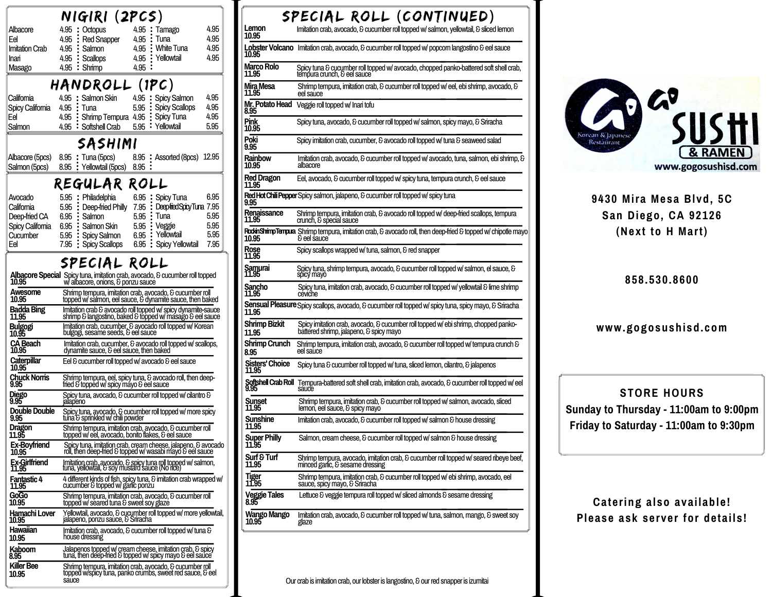## NIGIRI (2PCS)

| | | | | | |
|---|---|---|---|---|---|
| Albacore | 4.95 | Octopus | 4.95 | Tamago | 4.95 |
| Eel | 4.95 | Red Snapper | 4.95 | Tuna | 4.95 |
| Imitation Crab | 4.95 | Salmon | 4.95 | White Tuna | 4.95 |
| Inari | 4.95 | Scallops | 4.95 | Yellowtail | 4.95 |
| Masago | 4.95 | Shrimp | 4.95 | | |

## HANDROLL (1PC)

| | | | | | |
|---|---|---|---|---|---|
| California | 4.95 | Salmon Skin | 4.95 | Spicy Salmon | 4.95 |
| Spicy California | 4.95 | Tuna | 5.95 | Spicy Scallops | 4.95 |
| Eel | 4.95 | Shrimp Tempura | 4.95 | Spicy Tuna | 4.95 |
| Salmon | 4.95 | Softshell Crab | 5.95 | Yellowtail | 5.95 |

## SASHIMI

| | | | | | |
|---|---|---|---|---|---|
| Albacore (5pcs) | 8.95 | Tuna (5pcs) | 8.95 | Assorted (8pcs) | 12.95 |
| Salmon (5pcs) | 8.95 | Yellowtail (5pcs) | 8.95 | | |

## REGULAR ROLL

| | | | | | |
|---|---|---|---|---|---|
| Avocado | 5.95 | Philadelphia | 6.95 | Spicy Tuna | 6.95 |
| California | 5.95 | Deep-fried Philly | 7.95 | Deep-fried Spicy Tuna | 7.95 |
| Deep-fried CA | 6.95 | Salmon | 5.95 | Tuna | 5.95 |
| Spicy California | 6.95 | Salmon Skin | 5.95 | Veggie | 5.95 |
| Cucumber | 5.95 | Spicy Salmon | 6.95 | Yellowtail | 5.95 |
| Eel | 7.95 | Spicy Scallops | 6.95 | Spicy Yellowtail | 7.95 |

## SPECIAL ROLL

**Albacore Special** 10.95 — Spicy tuna, imitation crab, avocado, & cucumber roll topped w/ albacore, onions, & ponzu sauce

**Awesome** 10.95 — Shrimp tempura, imitation crab, avocado, & cucumber roll topped w/ salmon, eel sauce, & dynamite sauce, then baked

**Badda Bing** 11.95 — Imitation crab & avocado roll topped w/ spicy dynamite-sauce shrimp & langostino, baked & topped w/ masago & eel sauce

**Bulgogi** 10.95 — Imitation crab, cucumber, & avocado roll topped w/ Korean bulgogi, sesame seeds, & eel sauce

**CA Beach** 10.95 — Imitation crab, cucumber, & avocado roll topped w/ scallops, dynamite sauce, & eel sauce, then baked

**Caterpillar** 10.95 — Eel & cucumber roll topped w/ avocado & eel sauce

**Chuck Norris** 9.95 — Shrimp tempura, eel, spicy tuna, & avocado roll, then deep-fried & topped w/ spicy mayo & eel sauce

**Diego** 9.95 — Spicy tuna, avocado, & cucumber roll topped w/ cilantro & jalapeno

**Double Double** 9.95 — Spicy tuna, avocado, & cucumber roll topped w/ more spicy tuna & sprinkled w/ chili powder

**Dragon** 11.95 — Shrimp tempura, imitation crab, avocado, & cucumber roll topped w/ eel, avocado, bonito flakes, & eel sauce

**Ex-Boyfriend** 10.95 — Spicy tuna, imitation crab, cream cheese, jalapeno, & avocado roll, then deep-fried & topped w/ wasabi mayo & eel sauce

**Ex-Girlfriend** 11.95 — Imitation crab, avocado, & spicy tuna roll topped w/ salmon, tuna, yellowtail, & soy mustard sauce (No rice)

**Fantastic 4** 11.95 — 4 different kinds of fish, spicy tuna, & imitation crab wrapped w/ cucumber & topped w/ garlic ponzu

**GoGo** 10.95 — Shrimp tempura, imitation crab, avocado, & cucumber roll topped w/ seared tuna & sweet soy glaze

**Hamachi Lover** 10.95 — Yellowtail, avocado, & cucumber roll topped w/ more yellowtail, jalapeno, ponzu sauce, & Sriracha

**Hawaiian** 10.95 — Imitation crab, avocado, & cucumber roll topped w/ tuna & house dressing

**Kaboom** 8.95 — Jalapenos topped w/ cream cheese, imitation crab, & spicy tuna, then deep-fried & topped w/ spicy mayo & eel sauce

**Killer Bee** 10.95 — Shrimp tempura, imitation crab, avocado, & cucumber roll topped w/spicy tuna, panko crumbs, sweet red sauce, & eel sauce

## SPECIAL ROLL (CONTINUED)

**Lemon** 10.95 — Imitation crab, avocado, & cucumber roll topped w/ salmon, yellowtail, & sliced lemon

**Lobster Volcano** 10.95 — Imitation crab, avocado, & cucumber roll topped w/ popcorn langostino & eel sauce

**Marco Rolo** 11.95 — Spicy tuna & cucumber roll topped w/ avocado, chopped panko-battered soft shell crab, tempura crunch, & eel sauce

**Mira Mesa** 11.95 — Shrimp tempura, imitation crab, & cucumber roll topped w/ eel, ebi shrimp, avocado, & eel sauce

**Mr. Potato Head** 8.95 — Veggie roll topped w/ Inari tofu

**Pink** 10.95 — Spicy tuna, avocado, & cucumber roll topped w/ salmon, spicy mayo, & Sriracha

**Poki** 9.95 — Spicy imitation crab, cucumber, & avocado roll topped w/ tuna & seaweed salad

**Rainbow** 10.95 — Imitation crab, avocado, & cucumber roll topped w/ avocado, tuna, salmon, ebi shrimp, & albacore

**Red Dragon** 11.95 — Eel, avocado, & cucumber roll topped w/ spicy tuna, tempura crunch, & eel sauce

**Red Hot Chili Pepper** 9.95 — Spicy salmon, jalapeno, & cucumber roll topped w/ spicy tuna

**Renaissance** 11.95 — Shrimp tempura, imitation crab, & avocado roll topped w/ deep-fried scallops, tempura crunch, & special sauce

**Rockin Shrimp Tempura** 10.95 — Shrimp tempura, imitation crab, & avocado roll, then deep-fried & topped w/ chipotle mayo & eel sauce

**Rose** 11.95 — Spicy scallops wrapped w/ tuna, salmon, & red snapper

**Samurai** 11.95 — Spicy tuna, shrimp tempura, avocado, & cucumber roll topped w/ salmon, el sauce, & spicy mayo

**Sancho** 11.95 — Spicy tuna, imitation crab, avocado, & cucumber roll topped w/ yellowtail & lime shrimp ceviche

**Sensual Pleasure** 11.95 — Spicy scallops, avocado, & cucumber roll topped w/ spicy tuna, spicy mayo, & Sriracha

**Shrimp Bizkit** 11.95 — Spicy imitation crab, avocado, & cucumber roll topped w/ ebi shrimp, chopped panko-battered shrimp, jalapeno, & spicy mayo

**Shrimp Crunch** 8.95 — Shrimp tempura, imitation crab, avocado, & cucumber roll topped w/ tempura crunch & eel sauce

**Sisters' Choice** 11.95 — Spicy tuna & cucumber roll topped w/ tuna, sliced lemon, cilantro, & jalapenos

**Softshell Crab Roll** 9.95 — Tempura-battered soft shell crab, imitation crab, avocado, & cucumber roll topped w/ eel sauce

**Sunset** 11.95 — Shrimp tempura, imitation crab, & cucumber roll topped w/ salmon, avocado, sliced lemon, eel sauce, & spicy mayo

**Sunshine** 11.95 — Imitation crab, avocado, & cucumber roll topped w/ salmon & house dressing

**Super Philly** 11.95 — Salmon, cream cheese, & cucumber roll topped w/ salmon & house dressing

**Surf & Turf** 11.95 — Shrimp tempura, avocado, imitation crab, & cucumber roll topped w/ seared ribeye beef, minced garlic, & sesame dressing

**Tiger** 11.95 — Shrimp tempura, imitation crab, & cucumber roll topped w/ ebi shrimp, avocado, eel sauce, spicy mayo, & Sriracha

**Veggie Tales** 8.95 — Lettuce & veggie tempura roll topped w/ sliced almonds & sesame dressing

**Wango Mango** 10.95 — Imitation crab, avocado, & cucumber roll topped w/ tuna, salmon, mango, & sweet soy glaze

Our crab is imitation crab, our lobster is langostino, & our red snapper is izumitai

# GO GO SUSHI & RAMEN

Korean & Japanese Restaurant

www.gogosushisd.com

9430 Mira Mesa Blvd, 5C
San Diego, CA 92126
(Next to H Mart)

858.530.8600

www.gogosushisd.com

**STORE HOURS**
**Sunday to Thursday - 11:00am to 9:00pm**
**Friday to Saturday - 11:00am to 9:30pm**

**Catering also available!**
**Please ask server for details!**